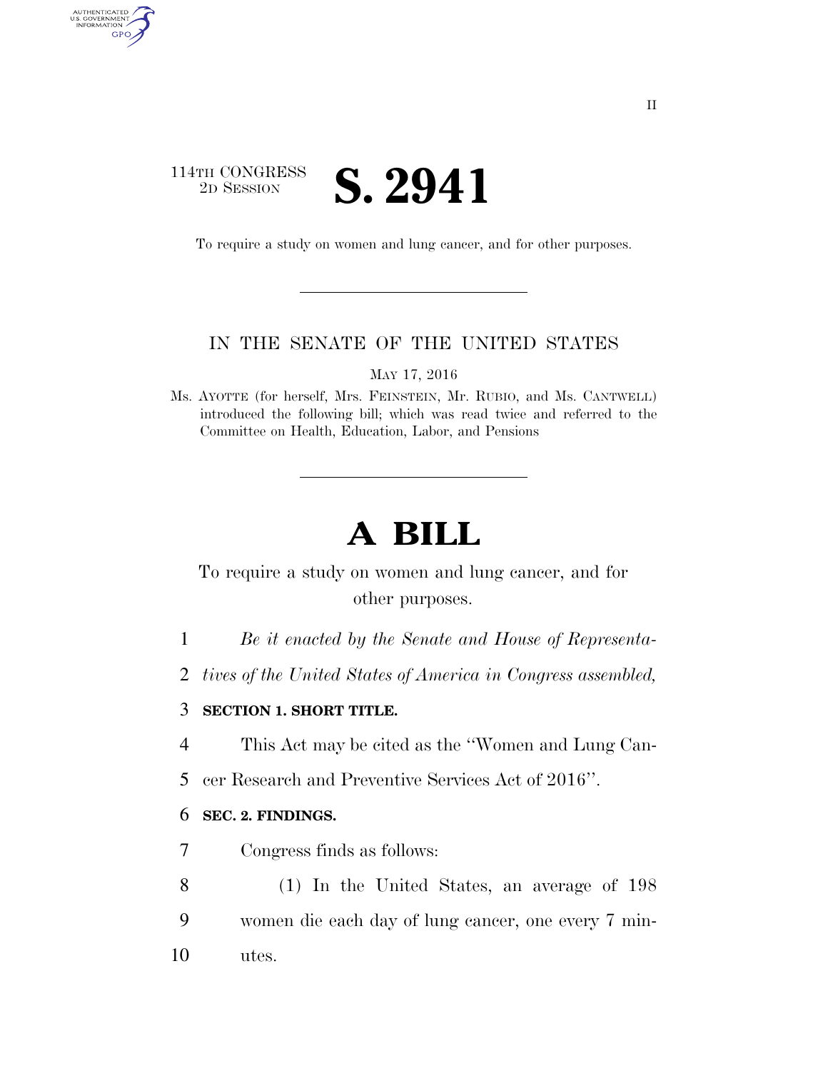114TH CONGRESS
2D SESSION

# S. 2941

To require a study on women and lung cancer, and for other purposes.

IN THE SENATE OF THE UNITED STATES

MAY 17, 2016

Ms. AYOTTE (for herself, Mrs. FEINSTEIN, Mr. RUBIO, and Ms. CANTWELL) introduced the following bill; which was read twice and referred to the Committee on Health, Education, Labor, and Pensions

# A BILL

To require a study on women and lung cancer, and for other purposes.

*Be it enacted by the Senate and House of Representatives of the United States of America in Congress assembled,*

**SECTION 1. SHORT TITLE.**

This Act may be cited as the ''Women and Lung Cancer Research and Preventive Services Act of 2016''.

**SEC. 2. FINDINGS.**

Congress finds as follows:

(1) In the United States, an average of 198 women die each day of lung cancer, one every 7 minutes.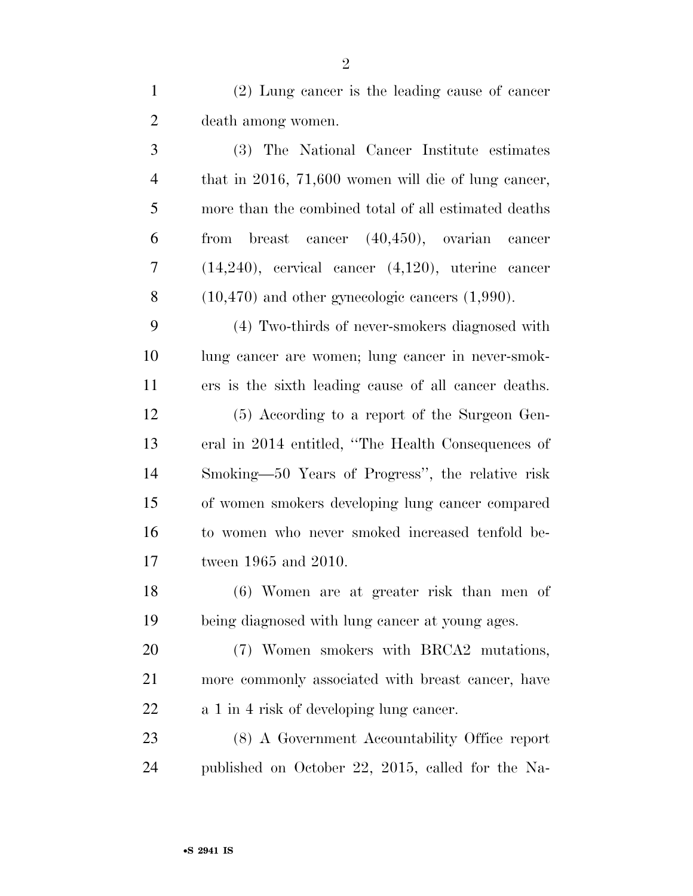(2) Lung cancer is the leading cause of cancer death among women.

(3) The National Cancer Institute estimates that in 2016, 71,600 women will die of lung cancer, more than the combined total of all estimated deaths from breast cancer (40,450), ovarian cancer (14,240), cervical cancer (4,120), uterine cancer (10,470) and other gynecologic cancers (1,990).

(4) Two-thirds of never-smokers diagnosed with lung cancer are women; lung cancer in never-smokers is the sixth leading cause of all cancer deaths.

(5) According to a report of the Surgeon General in 2014 entitled, "The Health Consequences of Smoking—50 Years of Progress", the relative risk of women smokers developing lung cancer compared to women who never smoked increased tenfold between 1965 and 2010.

(6) Women are at greater risk than men of being diagnosed with lung cancer at young ages.

(7) Women smokers with BRCA2 mutations, more commonly associated with breast cancer, have a 1 in 4 risk of developing lung cancer.

(8) A Government Accountability Office report published on October 22, 2015, called for the Na-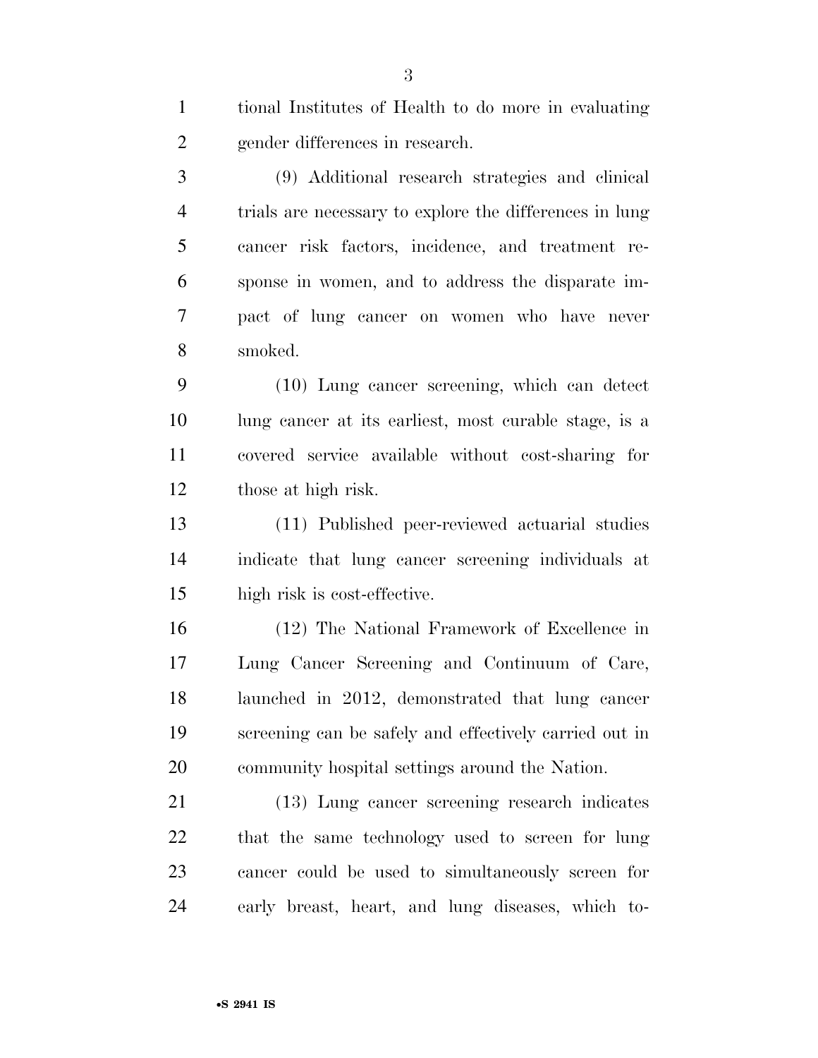tional Institutes of Health to do more in evaluating gender differences in research.

(9) Additional research strategies and clinical trials are necessary to explore the differences in lung cancer risk factors, incidence, and treatment response in women, and to address the disparate impact of lung cancer on women who have never smoked.

(10) Lung cancer screening, which can detect lung cancer at its earliest, most curable stage, is a covered service available without cost-sharing for those at high risk.

(11) Published peer-reviewed actuarial studies indicate that lung cancer screening individuals at high risk is cost-effective.

(12) The National Framework of Excellence in Lung Cancer Screening and Continuum of Care, launched in 2012, demonstrated that lung cancer screening can be safely and effectively carried out in community hospital settings around the Nation.

(13) Lung cancer screening research indicates that the same technology used to screen for lung cancer could be used to simultaneously screen for early breast, heart, and lung diseases, which to-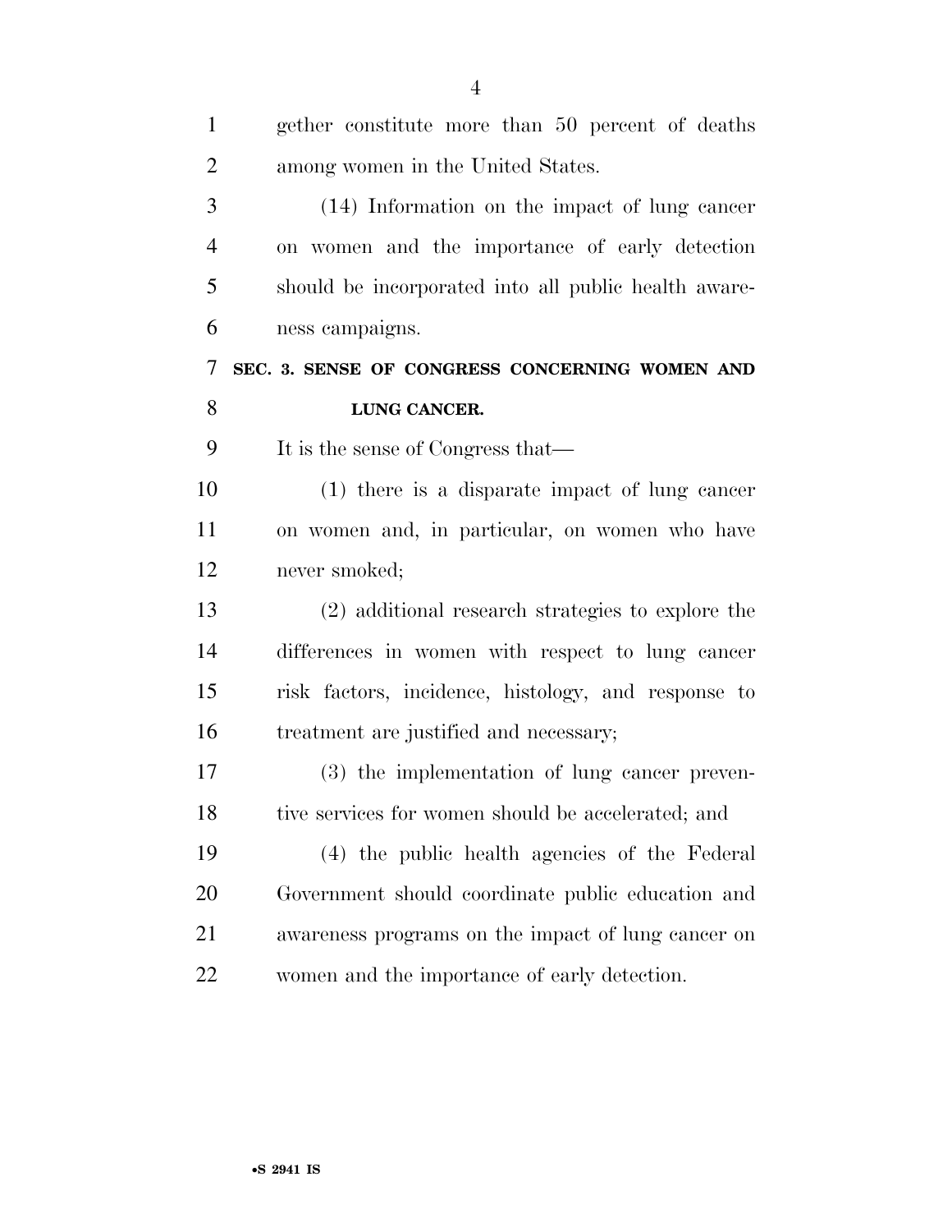gether constitute more than 50 percent of deaths among women in the United States.

(14) Information on the impact of lung cancer on women and the importance of early detection should be incorporated into all public health awareness campaigns.

## SEC. 3. SENSE OF CONGRESS CONCERNING WOMEN AND LUNG CANCER.

It is the sense of Congress that—

(1) there is a disparate impact of lung cancer on women and, in particular, on women who have never smoked;

(2) additional research strategies to explore the differences in women with respect to lung cancer risk factors, incidence, histology, and response to treatment are justified and necessary;

(3) the implementation of lung cancer preventive services for women should be accelerated; and

(4) the public health agencies of the Federal Government should coordinate public education and awareness programs on the impact of lung cancer on women and the importance of early detection.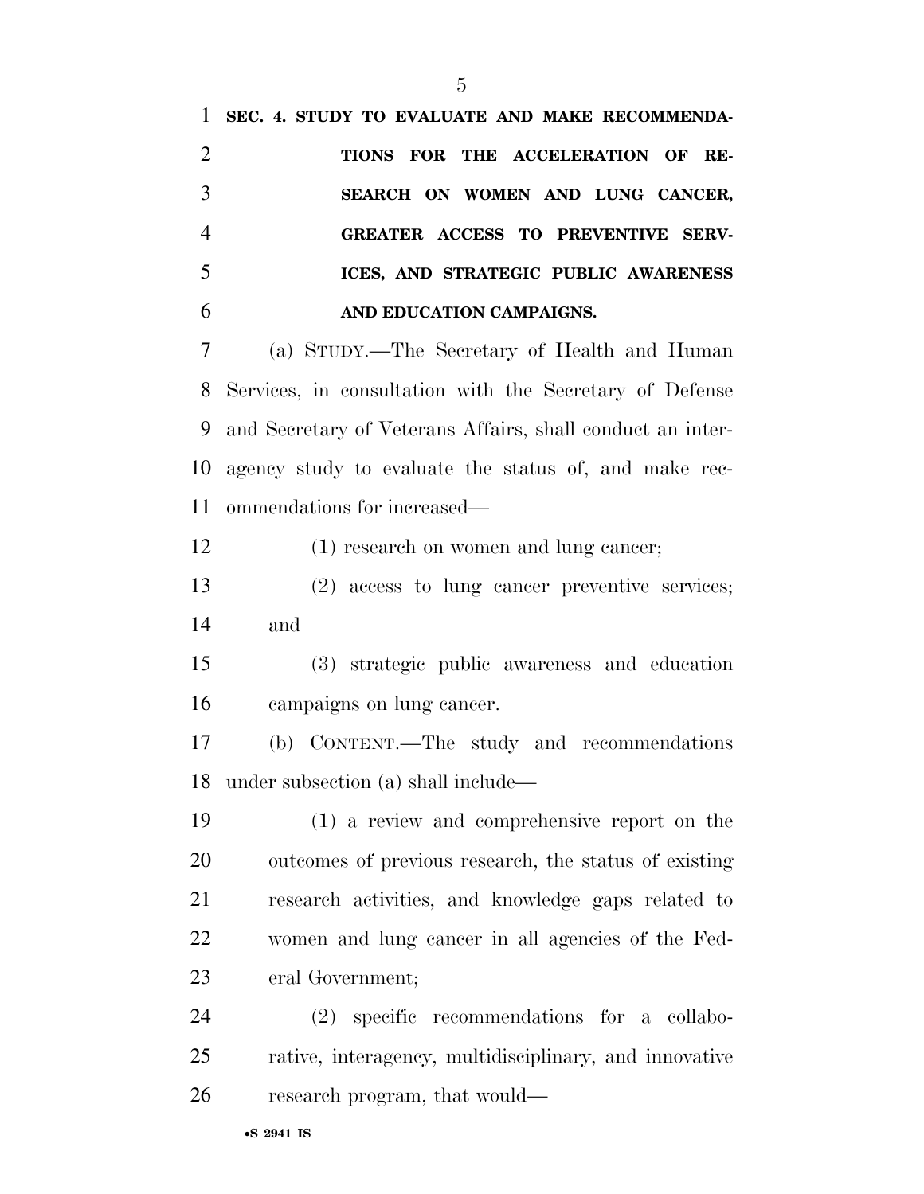**SEC. 4. STUDY TO EVALUATE AND MAKE RECOMMENDATIONS FOR THE ACCELERATION OF RESEARCH ON WOMEN AND LUNG CANCER, GREATER ACCESS TO PREVENTIVE SERVICES, AND STRATEGIC PUBLIC AWARENESS AND EDUCATION CAMPAIGNS.**

(a) STUDY.—The Secretary of Health and Human Services, in consultation with the Secretary of Defense and Secretary of Veterans Affairs, shall conduct an interagency study to evaluate the status of, and make recommendations for increased—

(1) research on women and lung cancer;

(2) access to lung cancer preventive services; and

(3) strategic public awareness and education campaigns on lung cancer.

(b) CONTENT.—The study and recommendations under subsection (a) shall include—

(1) a review and comprehensive report on the outcomes of previous research, the status of existing research activities, and knowledge gaps related to women and lung cancer in all agencies of the Federal Government;

(2) specific recommendations for a collaborative, interagency, multidisciplinary, and innovative research program, that would—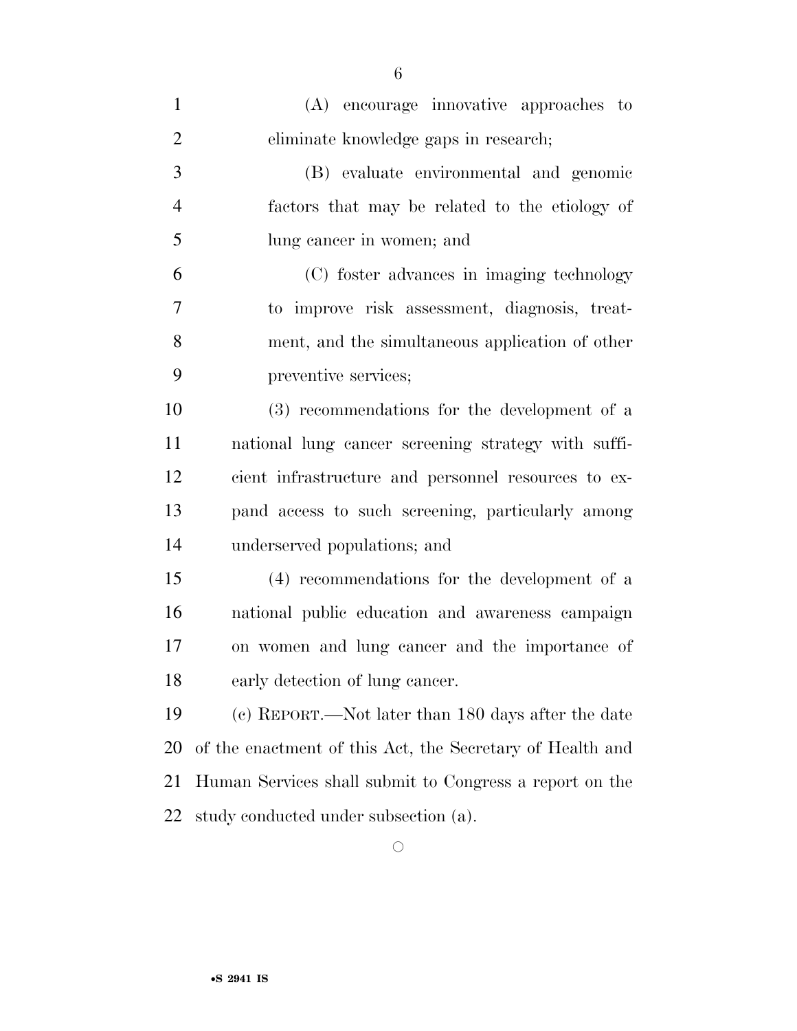(A) encourage innovative approaches to eliminate knowledge gaps in research;

(B) evaluate environmental and genomic factors that may be related to the etiology of lung cancer in women; and

(C) foster advances in imaging technology to improve risk assessment, diagnosis, treatment, and the simultaneous application of other preventive services;

(3) recommendations for the development of a national lung cancer screening strategy with sufficient infrastructure and personnel resources to expand access to such screening, particularly among underserved populations; and

(4) recommendations for the development of a national public education and awareness campaign on women and lung cancer and the importance of early detection of lung cancer.

(c) REPORT.—Not later than 180 days after the date of the enactment of this Act, the Secretary of Health and Human Services shall submit to Congress a report on the study conducted under subsection (a).

○